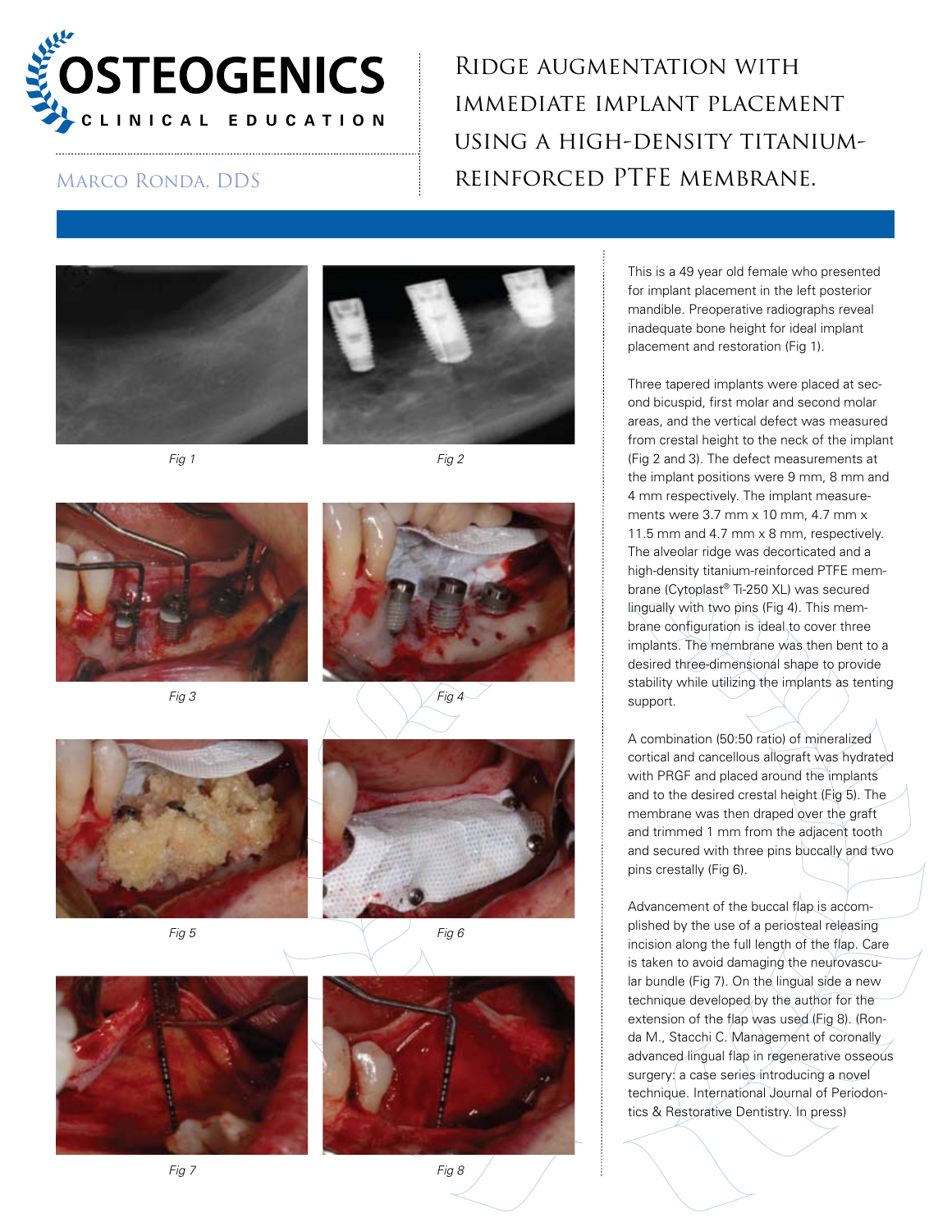# Ridge augmentation with immediate implant placement using a high-density titanium-reinforced PTFE membrane.

OSTEOGENICS CLINICAL EDUCATION

Marco Ronda, DDS

Fig 1

Fig 2

Fig 3

Fig 4

Fig 5

Fig 6

Fig 7

Fig 8

This is a 49 year old female who presented for implant placement in the left posterior mandible. Preoperative radiographs reveal inadequate bone height for ideal implant placement and restoration (Fig 1).

Three tapered implants were placed at second bicuspid, first molar and second molar areas, and the vertical defect was measured from crestal height to the neck of the implant (Fig 2 and 3). The defect measurements at the implant positions were 9 mm, 8 mm and 4 mm respectively. The implant measurements were 3.7 mm x 10 mm, 4.7 mm x 11.5 mm and 4.7 mm x 8 mm, respectively. The alveolar ridge was decorticated and a high-density titanium-reinforced PTFE membrane (Cytoplast® Ti-250 XL) was secured lingually with two pins (Fig 4). This membrane configuration is ideal to cover three implants. The membrane was then bent to a desired three-dimensional shape to provide stability while utilizing the implants as tenting support.

A combination (50:50 ratio) of mineralized cortical and cancellous allograft was hydrated with PRGF and placed around the implants and to the desired crestal height (Fig 5). The membrane was then draped over the graft and trimmed 1 mm from the adjacent tooth and secured with three pins buccally and two pins crestally (Fig 6).

Advancement of the buccal flap is accomplished by the use of a periosteal releasing incision along the full length of the flap. Care is taken to avoid damaging the neurovascular bundle (Fig 7). On the lingual side a new technique developed by the author for the extension of the flap was used (Fig 8). (Ronda M., Stacchi C. Management of coronally advanced lingual flap in regenerative osseous surgery: a case series introducing a novel technique. International Journal of Periodontics & Restorative Dentistry. In press)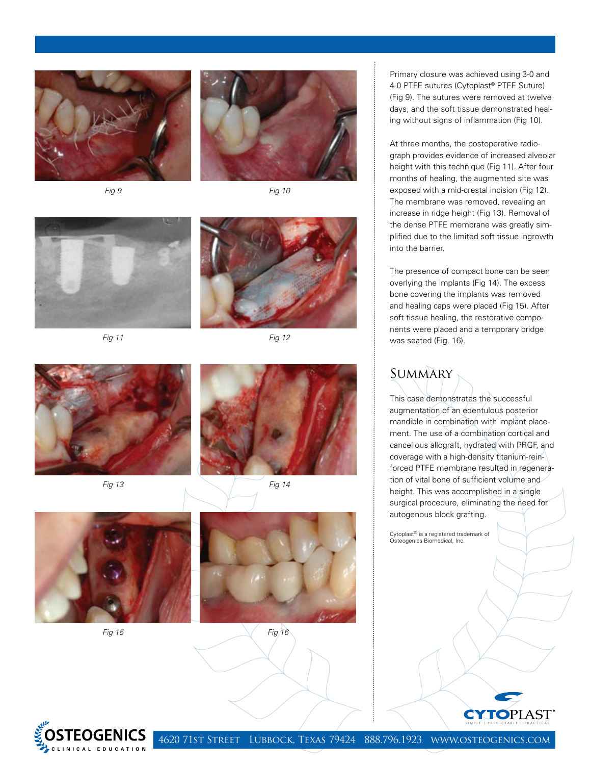Fig 9

Fig 10

Fig 11

Fig 12

Fig 13

Fig 14

Fig 15

Fig 16

Primary closure was achieved using 3-0 and 4-0 PTFE sutures (Cytoplast® PTFE Suture) (Fig 9). The sutures were removed at twelve days, and the soft tissue demonstrated healing without signs of inflammation (Fig 10).

At three months, the postoperative radiograph provides evidence of increased alveolar height with this technique (Fig 11). After four months of healing, the augmented site was exposed with a mid-crestal incision (Fig 12). The membrane was removed, revealing an increase in ridge height (Fig 13). Removal of the dense PTFE membrane was greatly simplified due to the limited soft tissue ingrowth into the barrier.

The presence of compact bone can be seen overlying the implants (Fig 14). The excess bone covering the implants was removed and healing caps were placed (Fig 15). After soft tissue healing, the restorative components were placed and a temporary bridge was seated (Fig. 16).

## Summary

This case demonstrates the successful augmentation of an edentulous posterior mandible in combination with implant placement. The use of a combination cortical and cancellous allograft, hydrated with PRGF, and coverage with a high-density titanium-reinforced PTFE membrane resulted in regeneration of vital bone of sufficient volume and height. This was accomplished in a single surgical procedure, eliminating the need for autogenous block grafting.

Cytoplast® is a registered trademark of Osteogenics Biomedical, Inc.

CYTOPLAST® SIMPLE | PREDICTABLE | PRACTICAL

OSTEOGENICS CLINICAL EDUCATION

4620 71st Street Lubbock, Texas 79424 888.796.1923 www.osteogenics.com